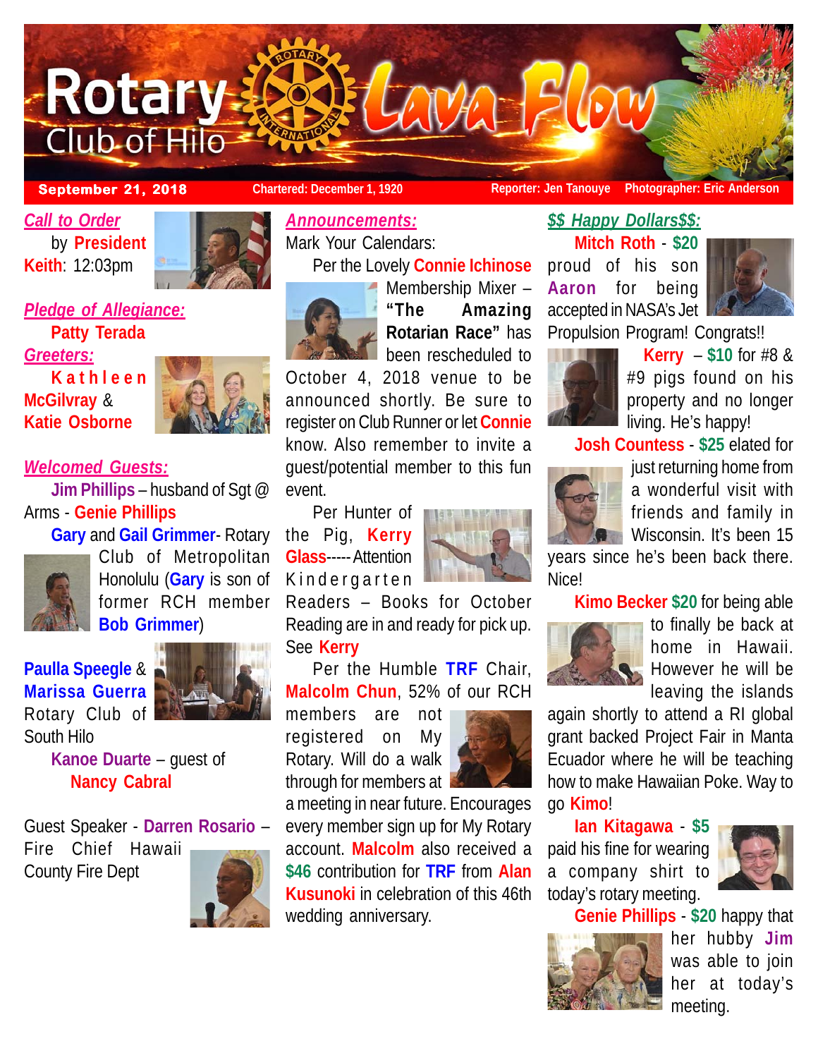# Rotary Club of Hilo — Lava Flow

**September 21, 2018** | Chartered: December 1, 1920 | Reporter: Jen Tanouye | Photographer: Eric Anderson

## *Call to Order*

by **President Keith**: 12:03pm

## *Pledge of Allegiance:*

**Patty Terada**

## *Greeters:*

**Kathleen McGilvray** & **Katie Osborne**

## *Welcomed Guests:*

**Jim Phillips** – husband of Sgt @ Arms - **Genie Phillips**

**Gary** and **Gail Grimmer**- Rotary Club of Metropolitan Honolulu (**Gary** is son of former RCH member **Bob Grimmer**)

**Paulla Speegle** & **Marissa Guerra** Rotary Club of South Hilo

**Kanoe Duarte** – guest of **Nancy Cabral**

Guest Speaker - **Darren Rosario** – Fire Chief Hawaii County Fire Dept

## *Announcements:*

Mark Your Calendars:

Per the Lovely **Connie Ichinose** Membership Mixer – **"The Amazing Rotarian Race"** has been rescheduled to October 4, 2018 venue to be announced shortly. Be sure to register on Club Runner or let **Connie** know. Also remember to invite a guest/potential member to this fun event.

Per Hunter of the Pig, **Kerry Glass**----- Attention Kindergarten Readers – Books for October Reading are in and ready for pick up. See **Kerry**

Per the Humble **TRF** Chair, **Malcolm Chun**, 52% of our RCH members are not registered on My Rotary. Will do a walk through for members at a meeting in near future. Encourages every member sign up for My Rotary account. **Malcolm** also received a **$46** contribution for **TRF** from **Alan Kusunoki** in celebration of this 46th wedding anniversary.

## *$$ Happy Dollars$$:*

**Mitch Roth** - **$20** proud of his son **Aaron** for being accepted in NASA's Jet Propulsion Program! Congrats!!

**Kerry** – **$10** for #8 & #9 pigs found on his property and no longer living. He's happy!

**Josh Countess** - **$25** elated for just returning home from a wonderful visit with friends and family in Wisconsin. It's been 15 years since he's been back there. Nice!

**Kimo Becker** **$20** for being able to finally be back at home in Hawaii. However he will be leaving the islands again shortly to attend a RI global grant backed Project Fair in Manta Ecuador where he will be teaching how to make Hawaiian Poke. Way to go **Kimo**!

**Ian Kitagawa** - **$5** paid his fine for wearing a company shirt to today's rotary meeting.

**Genie Phillips** - **$20** happy that her hubby **Jim** was able to join her at today's meeting.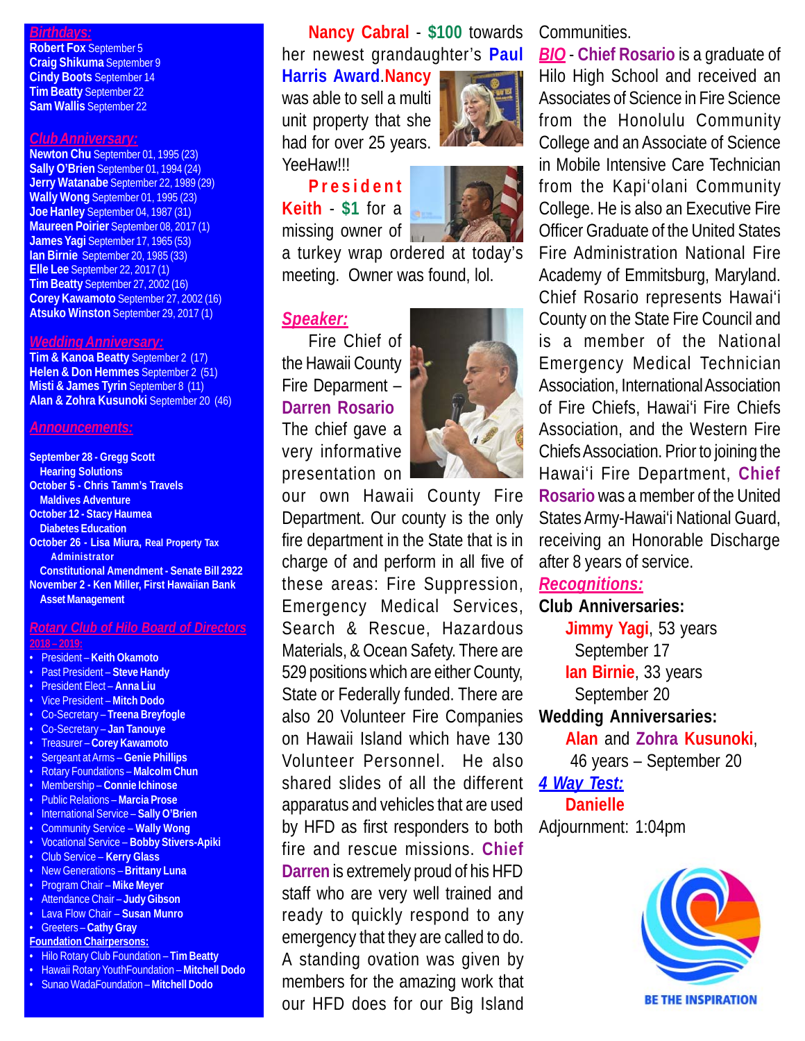## Birthdays:

**Robert Fox** September 5
**Craig Shikuma** September 9
**Cindy Boots** September 14
**Tim Beatty** September 22
**Sam Wallis** September 22

## Club Anniversary:

**Newton Chu** September 01, 1995 (23)
**Sally O'Brien** September 01, 1994 (24)
**Jerry Watanabe** September 22, 1989 (29)
**Wally Wong** September 01, 1995 (23)
**Joe Hanley** September 04, 1987 (31)
**Maureen Poirier** September 08, 2017 (1)
**James Yagi** September 17, 1965 (53)
**Ian Birnie** September 20, 1985 (33)
**Elle Lee** September 22, 2017 (1)
**Tim Beatty** September 27, 2002 (16)
**Corey Kawamoto** September 27, 2002 (16)
**Atsuko Winston** September 29, 2017 (1)

## Wedding Anniversary:

**Tim & Kanoa Beatty** September 2 (17)
**Helen & Don Hemmes** September 2 (51)
**Misti & James Tyrin** September 8 (11)
**Alan & Zohra Kusunoki** September 20 (46)

## Announcements:

**September 28 - Gregg Scott**
**Hearing Solutions**
**October 5 - Chris Tamm's Travels**
**Maldives Adventure**
**October 12 - Stacy Haumea**
**Diabetes Education**
**October 26 - Lisa Miura,** Real Property Tax Administrator
**Constitutional Amendment - Senate Bill 2922**
**November 2 - Ken Miller, First Hawaiian Bank**
**Asset Management**

## Rotary Club of Hilo Board of Directors

2018 – 2019:

- President – **Keith Okamoto**
- Past President – **Steve Handy**
- President Elect – **Anna Liu**
- Vice President – **Mitch Dodo**
- Co-Secretary – **Treena Breyfogle**
- Co-Secretary – **Jan Tanouye**
- Treasurer – **Corey Kawamoto**
- Sergeant at Arms – **Genie Phillips**
- Rotary Foundations – **Malcolm Chun**
- Membership – **Connie Ichinose**
- Public Relations – **Marcia Prose**
- International Service – **Sally O'Brien**
- Community Service – **Wally Wong**
- Vocational Service – **Bobby Stivers-Apiki**
- Club Service – **Kerry Glass**
- New Generations – **Brittany Luna**
- Program Chair – **Mike Meyer**
- Attendance Chair – **Judy Gibson**
- Lava Flow Chair – **Susan Munro**
- Greeters – **Cathy Gray**

**Foundation Chairpersons:**

- Hilo Rotary Club Foundation – **Tim Beatty**
- Hawaii Rotary YouthFoundation – **Mitchell Dodo**
- Sunao WadaFoundation – **Mitchell Dodo**

**Nancy Cabral** - **$100** towards her newest grandaughter's **Paul Harris Award**.**Nancy** was able to sell a multi unit property that she had for over 25 years. YeeHaw!!!

**President Keith** - **$1** for a missing owner of a turkey wrap ordered at today's meeting. Owner was found, lol.

## Speaker:

Fire Chief of the Hawaii County Fire Deparment – **Darren Rosario** The chief gave a very informative presentation on our own Hawaii County Fire Department. Our county is the only fire department in the State that is in charge of and perform in all five of these areas: Fire Suppression, Emergency Medical Services, Search & Rescue, Hazardous Materials, & Ocean Safety. There are 529 positions which are either County, State or Federally funded. There are also 20 Volunteer Fire Companies on Hawaii Island which have 130 Volunteer Personnel. He also shared slides of all the different apparatus and vehicles that are used by HFD as first responders to both fire and rescue missions. **Chief Darren** is extremely proud of his HFD staff who are very well trained and ready to quickly respond to any emergency that they are called to do. A standing ovation was given by members for the amazing work that our HFD does for our Big Island Communities.

***BIO*** - **Chief Rosario** is a graduate of Hilo High School and received an Associates of Science in Fire Science from the Honolulu Community College and an Associate of Science in Mobile Intensive Care Technician from the Kapi'olani Community College. He is also an Executive Fire Officer Graduate of the United States Fire Administration National Fire Academy of Emmitsburg, Maryland. Chief Rosario represents Hawai'i County on the State Fire Council and is a member of the National Emergency Medical Technician Association, International Association of Fire Chiefs, Hawai'i Fire Chiefs Association, and the Western Fire Chiefs Association. Prior to joining the Hawai'i Fire Department, **Chief Rosario** was a member of the United States Army-Hawai'i National Guard, receiving an Honorable Discharge after 8 years of service.

## Recognitions:

**Club Anniversaries:**

**Jimmy Yagi**, 53 years
September 17
**Ian Birnie**, 33 years
September 20

**Wedding Anniversaries:**

**Alan** and **Zohra Kusunoki**,
46 years – September 20

## 4 Way Test:

**Danielle**

Adjournment: 1:04pm

BE THE INSPIRATION